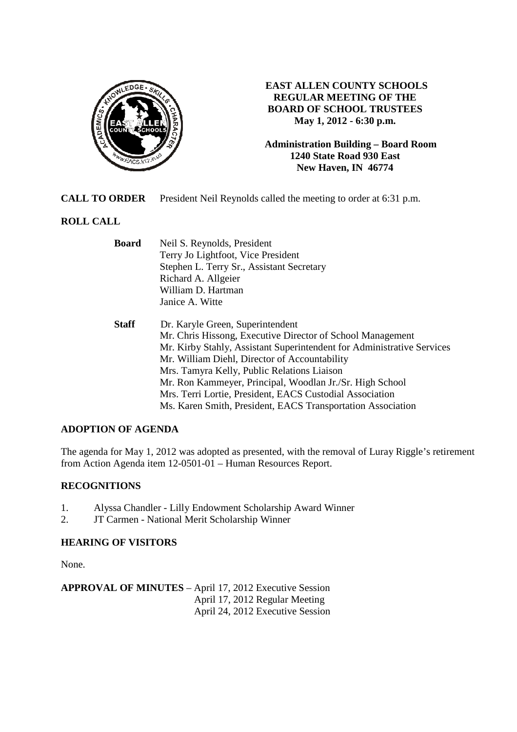**EAST ALLEN COUNTY SCHOOLS**
**REGULAR MEETING OF THE**
**BOARD OF SCHOOL TRUSTEES**
**May 1, 2012 - 6:30 p.m.**

**Administration Building – Board Room**
**1240 State Road 930 East**
**New Haven, IN 46774**

**CALL TO ORDER** President Neil Reynolds called the meeting to order at 6:31 p.m.

**ROLL CALL**

**Board**
Neil S. Reynolds, President
Terry Jo Lightfoot, Vice President
Stephen L. Terry Sr., Assistant Secretary
Richard A. Allgeier
William D. Hartman
Janice A. Witte

**Staff**
Dr. Karyle Green, Superintendent
Mr. Chris Hissong, Executive Director of School Management
Mr. Kirby Stahly, Assistant Superintendent for Administrative Services
Mr. William Diehl, Director of Accountability
Mrs. Tamyra Kelly, Public Relations Liaison
Mr. Ron Kammeyer, Principal, Woodlan Jr./Sr. High School
Mrs. Terri Lortie, President, EACS Custodial Association
Ms. Karen Smith, President, EACS Transportation Association

**ADOPTION OF AGENDA**

The agenda for May 1, 2012 was adopted as presented, with the removal of Luray Riggle's retirement from Action Agenda item 12-0501-01 – Human Resources Report.

**RECOGNITIONS**

1. Alyssa Chandler - Lilly Endowment Scholarship Award Winner
2. JT Carmen - National Merit Scholarship Winner

**HEARING OF VISITORS**

None.

**APPROVAL OF MINUTES** – April 17, 2012 Executive Session
April 17, 2012 Regular Meeting
April 24, 2012 Executive Session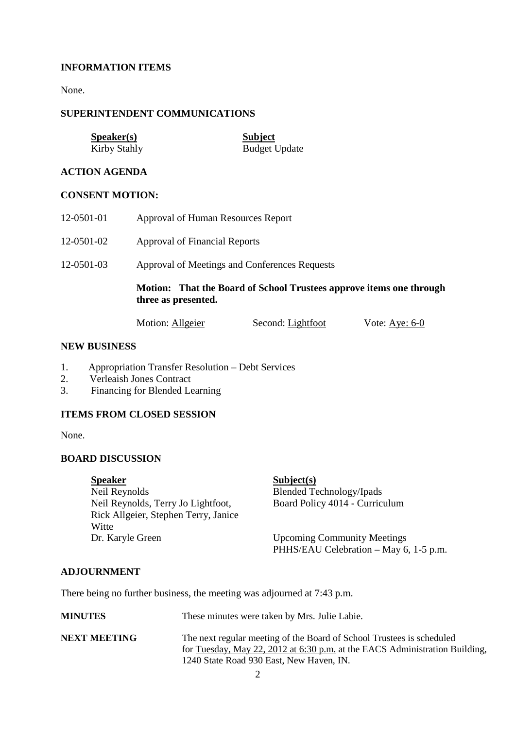**INFORMATION ITEMS**

None.

**SUPERINTENDENT COMMUNICATIONS**

| Speaker(s) | Subject |
| --- | --- |
| Kirby Stahly | Budget Update |

**ACTION AGENDA**

**CONSENT MOTION:**

12-0501-01 Approval of Human Resources Report

12-0501-02 Approval of Financial Reports

12-0501-03 Approval of Meetings and Conferences Requests

**Motion: That the Board of School Trustees approve items one through three as presented.**

Motion: Allgeier Second: Lightfoot Vote: Aye: 6-0

**NEW BUSINESS**

1. Appropriation Transfer Resolution – Debt Services
2. Verleaish Jones Contract
3. Financing for Blended Learning

**ITEMS FROM CLOSED SESSION**

None.

**BOARD DISCUSSION**

| Speaker | Subject(s) |
| --- | --- |
| Neil Reynolds | Blended Technology/Ipads |
| Neil Reynolds, Terry Jo Lightfoot, Rick Allgeier, Stephen Terry, Janice Witte | Board Policy 4014 - Curriculum |
| Dr. Karyle Green | Upcoming Community Meetings<br>PHHS/EAU Celebration – May 6, 1-5 p.m. |

**ADJOURNMENT**

There being no further business, the meeting was adjourned at 7:43 p.m.

**MINUTES** These minutes were taken by Mrs. Julie Labie.

**NEXT MEETING** The next regular meeting of the Board of School Trustees is scheduled for Tuesday, May 22, 2012 at 6:30 p.m. at the EACS Administration Building, 1240 State Road 930 East, New Haven, IN.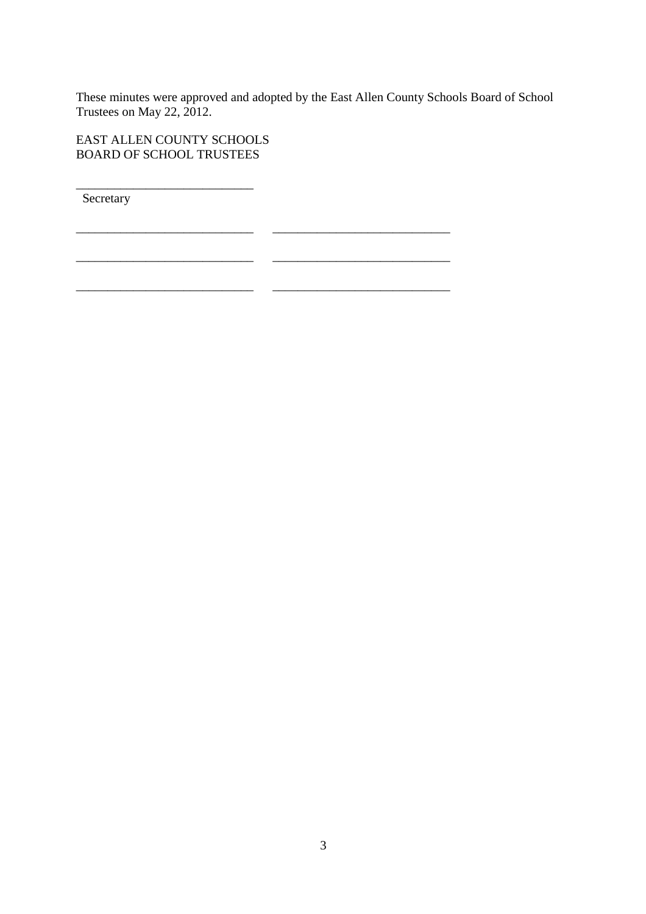These minutes were approved and adopted by the East Allen County Schools Board of School Trustees on May 22, 2012.

EAST ALLEN COUNTY SCHOOLS
BOARD OF SCHOOL TRUSTEES

_____________________________
Secretary

_____________________________ _____________________________

_____________________________ _____________________________

_____________________________ _____________________________